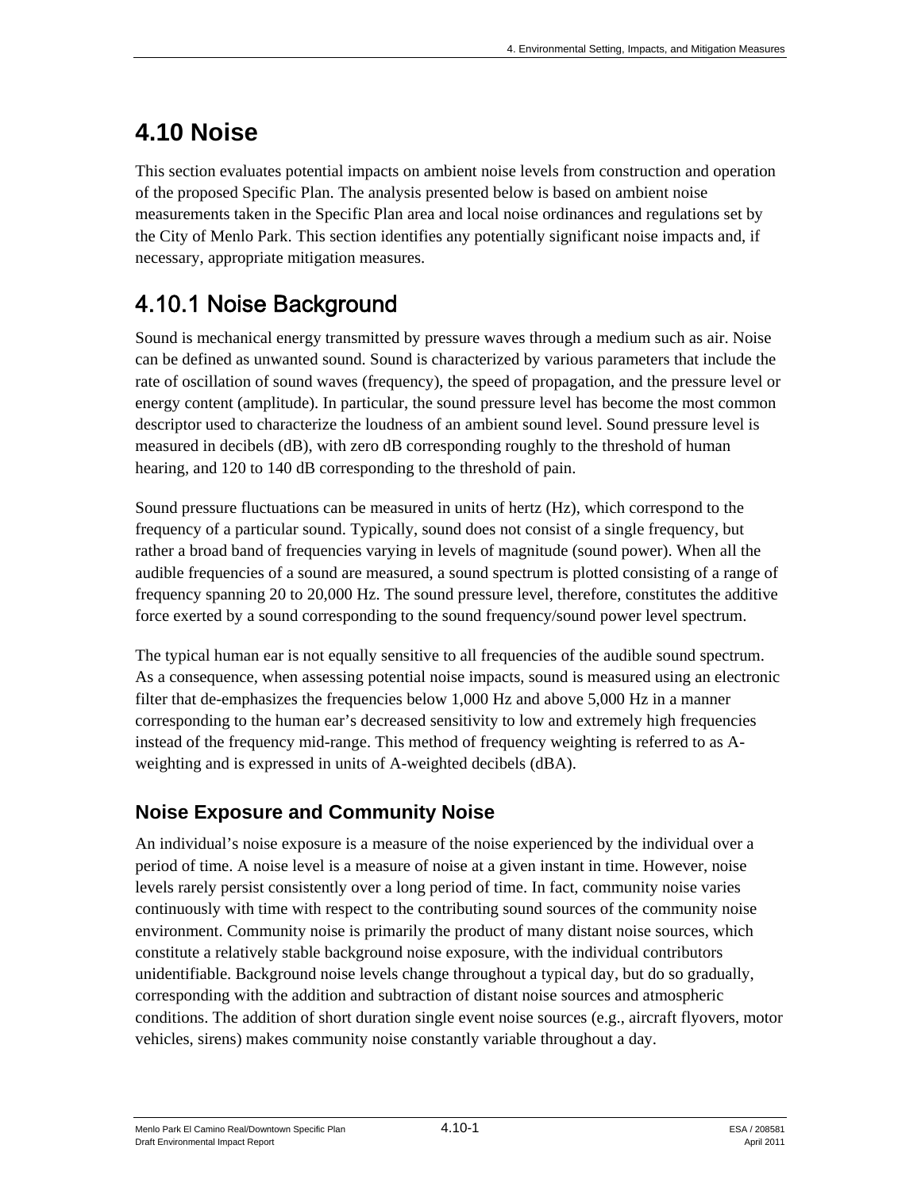# 4.10 Noise

This section evaluates potential impacts on ambient noise levels from construction and operation of the proposed Specific Plan. The analysis presented below is based on ambient noise measurements taken in the Specific Plan area and local noise ordinances and regulations set by the City of Menlo Park. This section identifies any potentially significant noise impacts and, if necessary, appropriate mitigation measures.

## 4.10.1 Noise Background

Sound is mechanical energy transmitted by pressure waves through a medium such as air. Noise can be defined as unwanted sound. Sound is characterized by various parameters that include the rate of oscillation of sound waves (frequency), the speed of propagation, and the pressure level or energy content (amplitude). In particular, the sound pressure level has become the most common descriptor used to characterize the loudness of an ambient sound level. Sound pressure level is measured in decibels (dB), with zero dB corresponding roughly to the threshold of human hearing, and 120 to 140 dB corresponding to the threshold of pain.

Sound pressure fluctuations can be measured in units of hertz (Hz), which correspond to the frequency of a particular sound. Typically, sound does not consist of a single frequency, but rather a broad band of frequencies varying in levels of magnitude (sound power). When all the audible frequencies of a sound are measured, a sound spectrum is plotted consisting of a range of frequency spanning 20 to 20,000 Hz. The sound pressure level, therefore, constitutes the additive force exerted by a sound corresponding to the sound frequency/sound power level spectrum.

The typical human ear is not equally sensitive to all frequencies of the audible sound spectrum. As a consequence, when assessing potential noise impacts, sound is measured using an electronic filter that de-emphasizes the frequencies below 1,000 Hz and above 5,000 Hz in a manner corresponding to the human ear's decreased sensitivity to low and extremely high frequencies instead of the frequency mid-range. This method of frequency weighting is referred to as A-weighting and is expressed in units of A-weighted decibels (dBA).

### Noise Exposure and Community Noise

An individual's noise exposure is a measure of the noise experienced by the individual over a period of time. A noise level is a measure of noise at a given instant in time. However, noise levels rarely persist consistently over a long period of time. In fact, community noise varies continuously with time with respect to the contributing sound sources of the community noise environment. Community noise is primarily the product of many distant noise sources, which constitute a relatively stable background noise exposure, with the individual contributors unidentifiable. Background noise levels change throughout a typical day, but do so gradually, corresponding with the addition and subtraction of distant noise sources and atmospheric conditions. The addition of short duration single event noise sources (e.g., aircraft flyovers, motor vehicles, sirens) makes community noise constantly variable throughout a day.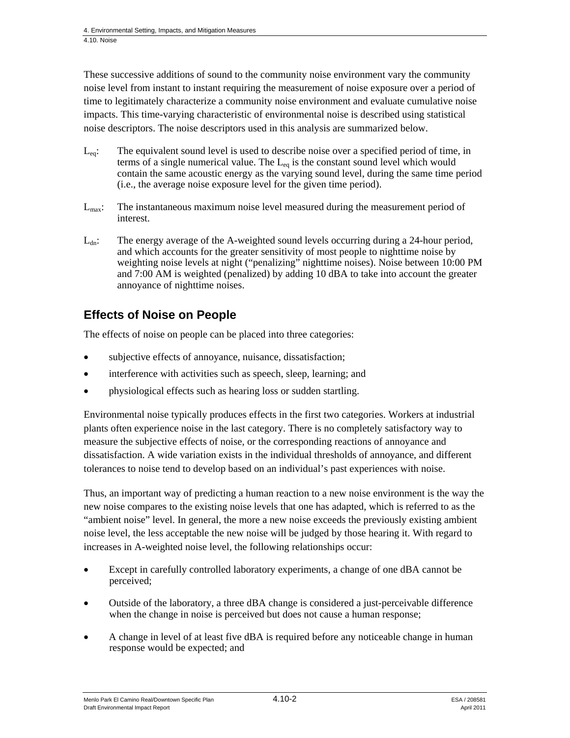These successive additions of sound to the community noise environment vary the community noise level from instant to instant requiring the measurement of noise exposure over a period of time to legitimately characterize a community noise environment and evaluate cumulative noise impacts. This time-varying characteristic of environmental noise is described using statistical noise descriptors. The noise descriptors used in this analysis are summarized below.

$L_{eq}$: The equivalent sound level is used to describe noise over a specified period of time, in terms of a single numerical value. The $L_{eq}$ is the constant sound level which would contain the same acoustic energy as the varying sound level, during the same time period (i.e., the average noise exposure level for the given time period).

$L_{max}$: The instantaneous maximum noise level measured during the measurement period of interest.

$L_{dn}$: The energy average of the A-weighted sound levels occurring during a 24-hour period, and which accounts for the greater sensitivity of most people to nighttime noise by weighting noise levels at night ("penalizing" nighttime noises). Noise between 10:00 PM and 7:00 AM is weighted (penalized) by adding 10 dBA to take into account the greater annoyance of nighttime noises.

## Effects of Noise on People

The effects of noise on people can be placed into three categories:

- subjective effects of annoyance, nuisance, dissatisfaction;
- interference with activities such as speech, sleep, learning; and
- physiological effects such as hearing loss or sudden startling.

Environmental noise typically produces effects in the first two categories. Workers at industrial plants often experience noise in the last category. There is no completely satisfactory way to measure the subjective effects of noise, or the corresponding reactions of annoyance and dissatisfaction. A wide variation exists in the individual thresholds of annoyance, and different tolerances to noise tend to develop based on an individual's past experiences with noise.

Thus, an important way of predicting a human reaction to a new noise environment is the way the new noise compares to the existing noise levels that one has adapted, which is referred to as the "ambient noise" level. In general, the more a new noise exceeds the previously existing ambient noise level, the less acceptable the new noise will be judged by those hearing it. With regard to increases in A-weighted noise level, the following relationships occur:

- Except in carefully controlled laboratory experiments, a change of one dBA cannot be perceived;
- Outside of the laboratory, a three dBA change is considered a just-perceivable difference when the change in noise is perceived but does not cause a human response;
- A change in level of at least five dBA is required before any noticeable change in human response would be expected; and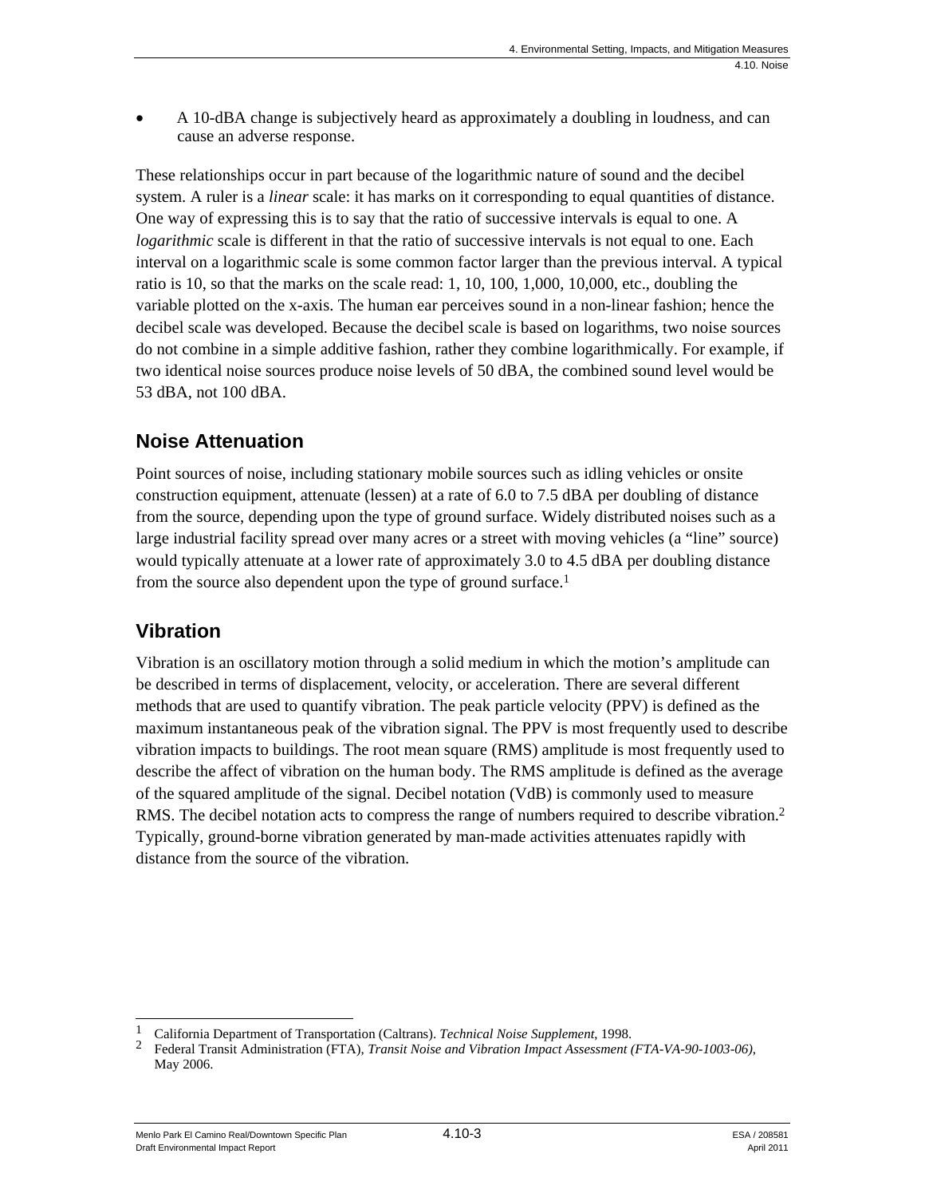- A 10-dBA change is subjectively heard as approximately a doubling in loudness, and can cause an adverse response.

These relationships occur in part because of the logarithmic nature of sound and the decibel system. A ruler is a *linear* scale: it has marks on it corresponding to equal quantities of distance. One way of expressing this is to say that the ratio of successive intervals is equal to one. A *logarithmic* scale is different in that the ratio of successive intervals is not equal to one. Each interval on a logarithmic scale is some common factor larger than the previous interval. A typical ratio is 10, so that the marks on the scale read: 1, 10, 100, 1,000, 10,000, etc., doubling the variable plotted on the x-axis. The human ear perceives sound in a non-linear fashion; hence the decibel scale was developed. Because the decibel scale is based on logarithms, two noise sources do not combine in a simple additive fashion, rather they combine logarithmically. For example, if two identical noise sources produce noise levels of 50 dBA, the combined sound level would be 53 dBA, not 100 dBA.

## Noise Attenuation

Point sources of noise, including stationary mobile sources such as idling vehicles or onsite construction equipment, attenuate (lessen) at a rate of 6.0 to 7.5 dBA per doubling of distance from the source, depending upon the type of ground surface. Widely distributed noises such as a large industrial facility spread over many acres or a street with moving vehicles (a "line" source) would typically attenuate at a lower rate of approximately 3.0 to 4.5 dBA per doubling distance from the source also dependent upon the type of ground surface.[1]

## Vibration

Vibration is an oscillatory motion through a solid medium in which the motion's amplitude can be described in terms of displacement, velocity, or acceleration. There are several different methods that are used to quantify vibration. The peak particle velocity (PPV) is defined as the maximum instantaneous peak of the vibration signal. The PPV is most frequently used to describe vibration impacts to buildings. The root mean square (RMS) amplitude is most frequently used to describe the affect of vibration on the human body. The RMS amplitude is defined as the average of the squared amplitude of the signal. Decibel notation (VdB) is commonly used to measure RMS. The decibel notation acts to compress the range of numbers required to describe vibration.[2] Typically, ground-borne vibration generated by man-made activities attenuates rapidly with distance from the source of the vibration.

---

[1] California Department of Transportation (Caltrans). *Technical Noise Supplement*, 1998.

[2] Federal Transit Administration (FTA), *Transit Noise and Vibration Impact Assessment (FTA-VA-90-1003-06)*, May 2006.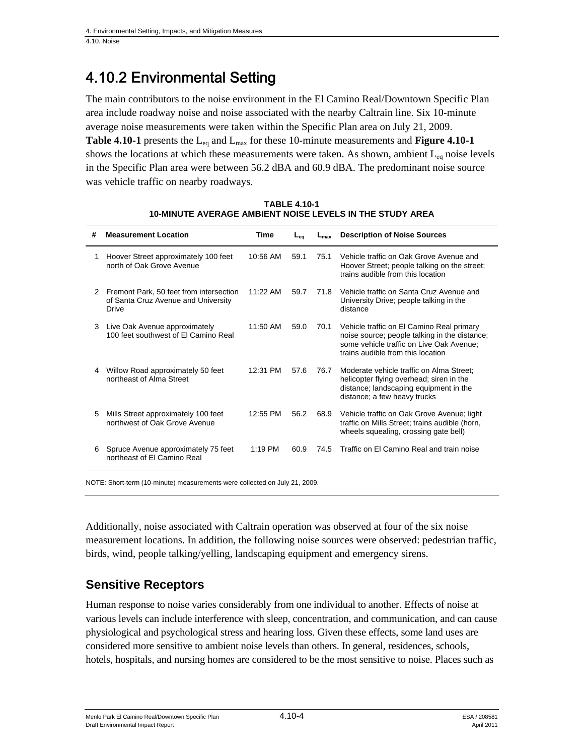## 4.10.2 Environmental Setting

The main contributors to the noise environment in the El Camino Real/Downtown Specific Plan area include roadway noise and noise associated with the nearby Caltrain line. Six 10-minute average noise measurements were taken within the Specific Plan area on July 21, 2009. **Table 4.10-1** presents the $L_{eq}$ and $L_{max}$ for these 10-minute measurements and **Figure 4.10-1** shows the locations at which these measurements were taken. As shown, ambient $L_{eq}$ noise levels in the Specific Plan area were between 56.2 dBA and 60.9 dBA. The predominant noise source was vehicle traffic on nearby roadways.

**TABLE 4.10-1**
**10-MINUTE AVERAGE AMBIENT NOISE LEVELS IN THE STUDY AREA**

| # | Measurement Location | Time | $L_{eq}$ | $L_{max}$ | Description of Noise Sources |
|---|---|---|---|---|---|
| 1 | Hoover Street approximately 100 feet north of Oak Grove Avenue | 10:56 AM | 59.1 | 75.1 | Vehicle traffic on Oak Grove Avenue and Hoover Street; people talking on the street; trains audible from this location |
| 2 | Fremont Park, 50 feet from intersection of Santa Cruz Avenue and University Drive | 11:22 AM | 59.7 | 71.8 | Vehicle traffic on Santa Cruz Avenue and University Drive; people talking in the distance |
| 3 | Live Oak Avenue approximately 100 feet southwest of El Camino Real | 11:50 AM | 59.0 | 70.1 | Vehicle traffic on El Camino Real primary noise source; people talking in the distance; some vehicle traffic on Live Oak Avenue; trains audible from this location |
| 4 | Willow Road approximately 50 feet northeast of Alma Street | 12:31 PM | 57.6 | 76.7 | Moderate vehicle traffic on Alma Street; helicopter flying overhead; siren in the distance; landscaping equipment in the distance; a few heavy trucks |
| 5 | Mills Street approximately 100 feet northwest of Oak Grove Avenue | 12:55 PM | 56.2 | 68.9 | Vehicle traffic on Oak Grove Avenue; light traffic on Mills Street; trains audible (horn, wheels squealing, crossing gate bell) |
| 6 | Spruce Avenue approximately 75 feet northeast of El Camino Real | 1:19 PM | 60.9 | 74.5 | Traffic on El Camino Real and train noise |

NOTE: Short-term (10-minute) measurements were collected on July 21, 2009.

Additionally, noise associated with Caltrain operation was observed at four of the six noise measurement locations. In addition, the following noise sources were observed: pedestrian traffic, birds, wind, people talking/yelling, landscaping equipment and emergency sirens.

### Sensitive Receptors

Human response to noise varies considerably from one individual to another. Effects of noise at various levels can include interference with sleep, concentration, and communication, and can cause physiological and psychological stress and hearing loss. Given these effects, some land uses are considered more sensitive to ambient noise levels than others. In general, residences, schools, hotels, hospitals, and nursing homes are considered to be the most sensitive to noise. Places such as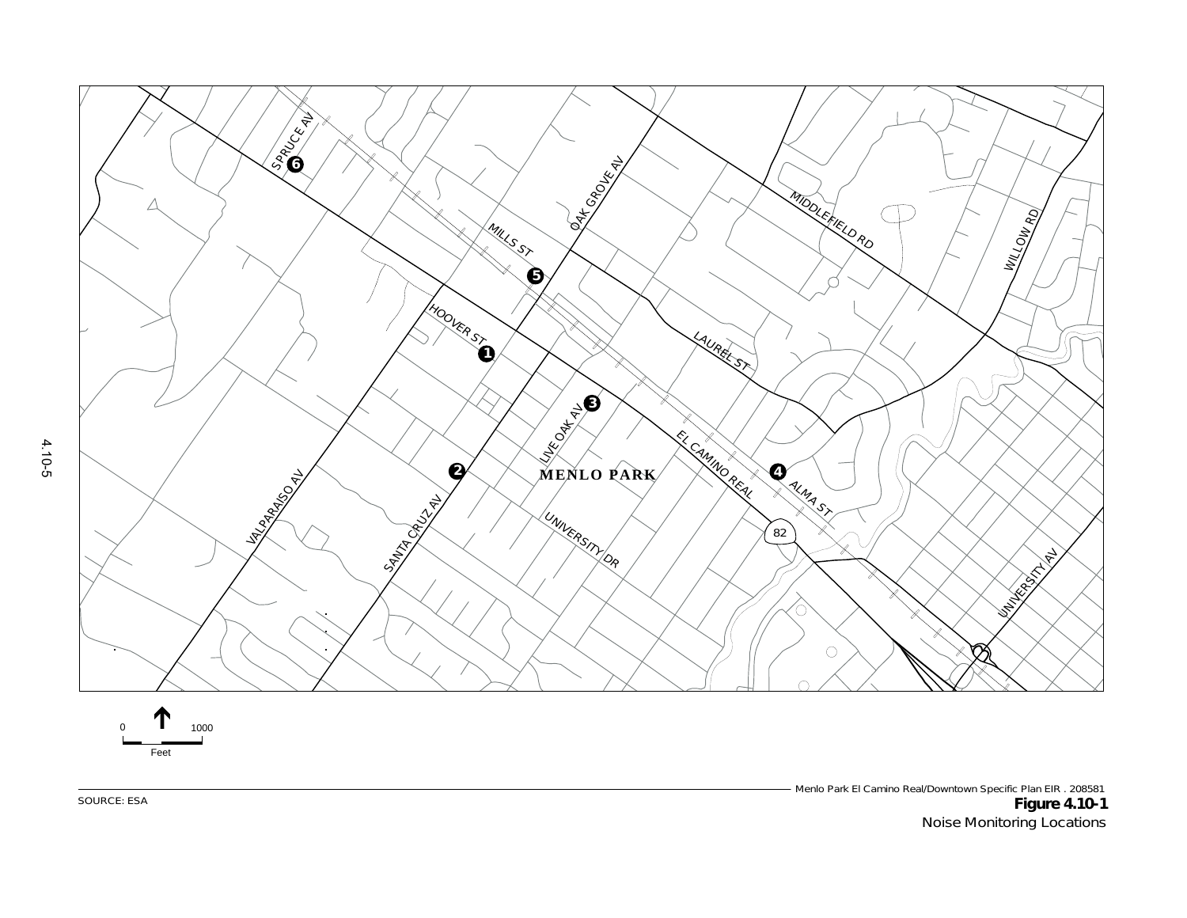SOURCE: ESA

Menlo Park El Camino Real/Downtown Specific Plan EIR . 208581

**Figure 4.10-1**
Noise Monitoring Locations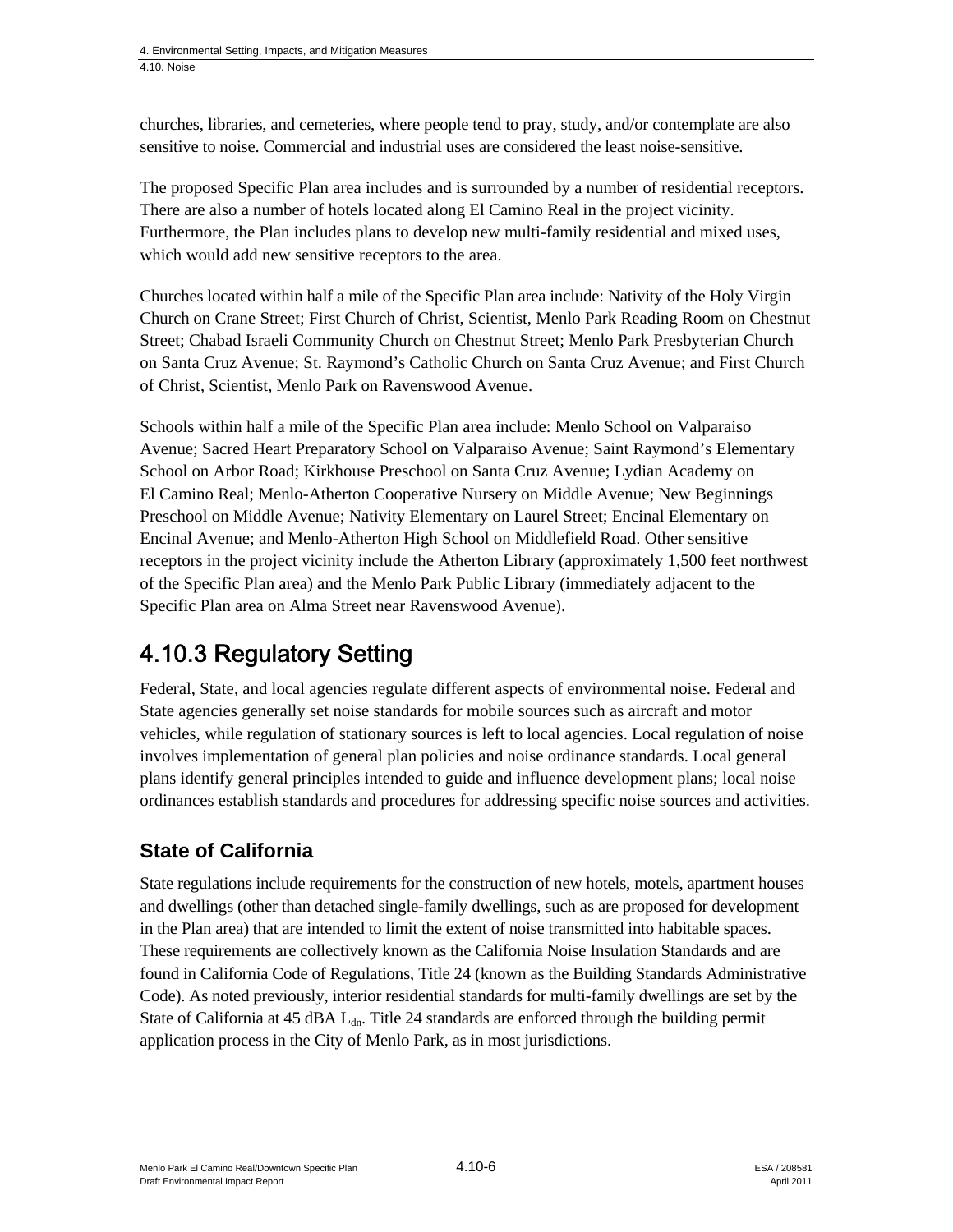churches, libraries, and cemeteries, where people tend to pray, study, and/or contemplate are also sensitive to noise. Commercial and industrial uses are considered the least noise-sensitive.

The proposed Specific Plan area includes and is surrounded by a number of residential receptors. There are also a number of hotels located along El Camino Real in the project vicinity. Furthermore, the Plan includes plans to develop new multi-family residential and mixed uses, which would add new sensitive receptors to the area.

Churches located within half a mile of the Specific Plan area include: Nativity of the Holy Virgin Church on Crane Street; First Church of Christ, Scientist, Menlo Park Reading Room on Chestnut Street; Chabad Israeli Community Church on Chestnut Street; Menlo Park Presbyterian Church on Santa Cruz Avenue; St. Raymond's Catholic Church on Santa Cruz Avenue; and First Church of Christ, Scientist, Menlo Park on Ravenswood Avenue.

Schools within half a mile of the Specific Plan area include: Menlo School on Valparaiso Avenue; Sacred Heart Preparatory School on Valparaiso Avenue; Saint Raymond's Elementary School on Arbor Road; Kirkhouse Preschool on Santa Cruz Avenue; Lydian Academy on El Camino Real; Menlo-Atherton Cooperative Nursery on Middle Avenue; New Beginnings Preschool on Middle Avenue; Nativity Elementary on Laurel Street; Encinal Elementary on Encinal Avenue; and Menlo-Atherton High School on Middlefield Road. Other sensitive receptors in the project vicinity include the Atherton Library (approximately 1,500 feet northwest of the Specific Plan area) and the Menlo Park Public Library (immediately adjacent to the Specific Plan area on Alma Street near Ravenswood Avenue).

## 4.10.3 Regulatory Setting

Federal, State, and local agencies regulate different aspects of environmental noise. Federal and State agencies generally set noise standards for mobile sources such as aircraft and motor vehicles, while regulation of stationary sources is left to local agencies. Local regulation of noise involves implementation of general plan policies and noise ordinance standards. Local general plans identify general principles intended to guide and influence development plans; local noise ordinances establish standards and procedures for addressing specific noise sources and activities.

### State of California

State regulations include requirements for the construction of new hotels, motels, apartment houses and dwellings (other than detached single-family dwellings, such as are proposed for development in the Plan area) that are intended to limit the extent of noise transmitted into habitable spaces. These requirements are collectively known as the California Noise Insulation Standards and are found in California Code of Regulations, Title 24 (known as the Building Standards Administrative Code). As noted previously, interior residential standards for multi-family dwellings are set by the State of California at 45 dBA $L_{dn}$. Title 24 standards are enforced through the building permit application process in the City of Menlo Park, as in most jurisdictions.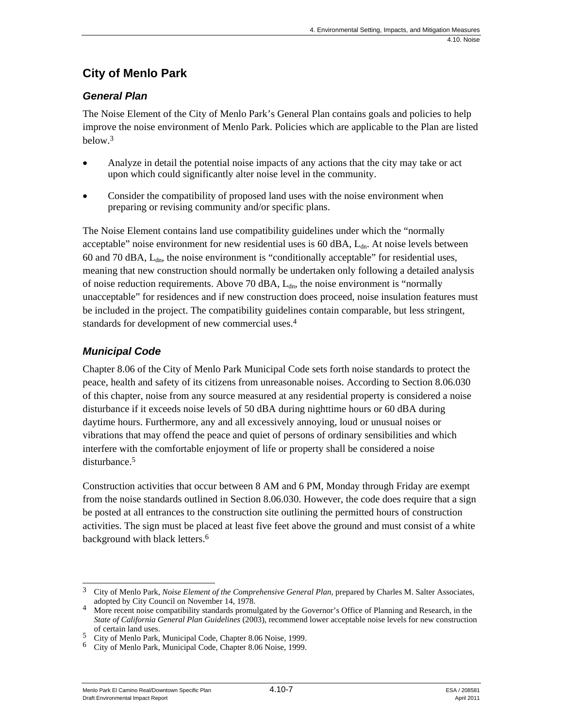## City of Menlo Park

### *General Plan*

The Noise Element of the City of Menlo Park's General Plan contains goals and policies to help improve the noise environment of Menlo Park. Policies which are applicable to the Plan are listed below.[3]

- Analyze in detail the potential noise impacts of any actions that the city may take or act upon which could significantly alter noise level in the community.
- Consider the compatibility of proposed land uses with the noise environment when preparing or revising community and/or specific plans.

The Noise Element contains land use compatibility guidelines under which the "normally acceptable" noise environment for new residential uses is 60 dBA, $L_{dn}$. At noise levels between 60 and 70 dBA, $L_{dn}$, the noise environment is "conditionally acceptable" for residential uses, meaning that new construction should normally be undertaken only following a detailed analysis of noise reduction requirements. Above 70 dBA, $L_{dn}$, the noise environment is "normally unacceptable" for residences and if new construction does proceed, noise insulation features must be included in the project. The compatibility guidelines contain comparable, but less stringent, standards for development of new commercial uses.[4]

### *Municipal Code*

Chapter 8.06 of the City of Menlo Park Municipal Code sets forth noise standards to protect the peace, health and safety of its citizens from unreasonable noises. According to Section 8.06.030 of this chapter, noise from any source measured at any residential property is considered a noise disturbance if it exceeds noise levels of 50 dBA during nighttime hours or 60 dBA during daytime hours. Furthermore, any and all excessively annoying, loud or unusual noises or vibrations that may offend the peace and quiet of persons of ordinary sensibilities and which interfere with the comfortable enjoyment of life or property shall be considered a noise disturbance.[5]

Construction activities that occur between 8 AM and 6 PM, Monday through Friday are exempt from the noise standards outlined in Section 8.06.030. However, the code does require that a sign be posted at all entrances to the construction site outlining the permitted hours of construction activities. The sign must be placed at least five feet above the ground and must consist of a white background with black letters.[6]

---

[3] City of Menlo Park, *Noise Element of the Comprehensive General Plan,* prepared by Charles M. Salter Associates, adopted by City Council on November 14, 1978.

[4] More recent noise compatibility standards promulgated by the Governor's Office of Planning and Research, in the *State of California General Plan Guidelines* (2003), recommend lower acceptable noise levels for new construction of certain land uses.

[5] City of Menlo Park, Municipal Code, Chapter 8.06 Noise, 1999.

[6] City of Menlo Park, Municipal Code, Chapter 8.06 Noise, 1999.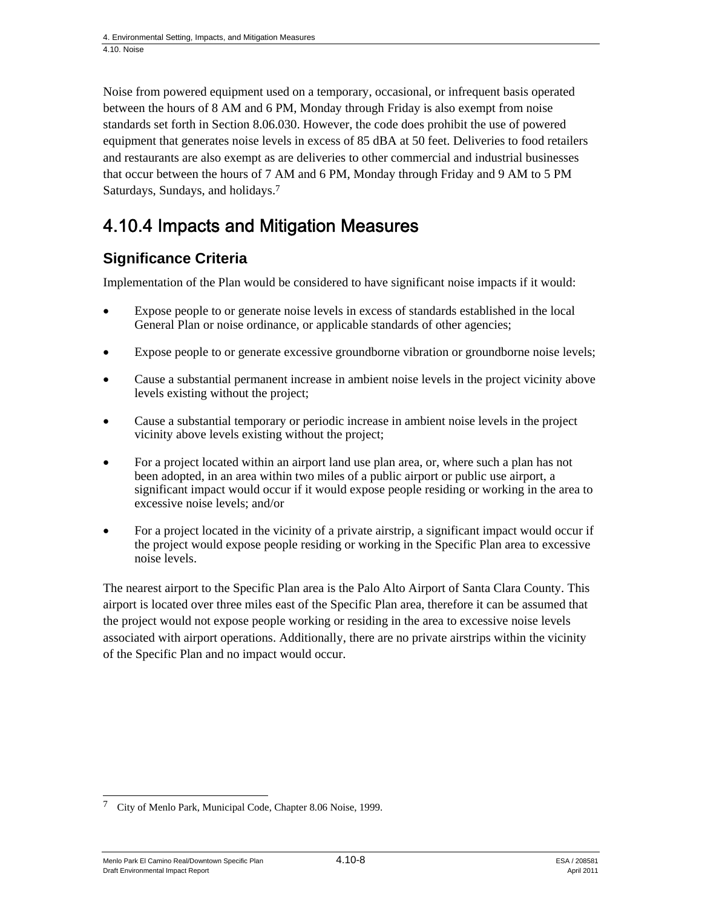Noise from powered equipment used on a temporary, occasional, or infrequent basis operated between the hours of 8 AM and 6 PM, Monday through Friday is also exempt from noise standards set forth in Section 8.06.030. However, the code does prohibit the use of powered equipment that generates noise levels in excess of 85 dBA at 50 feet. Deliveries to food retailers and restaurants are also exempt as are deliveries to other commercial and industrial businesses that occur between the hours of 7 AM and 6 PM, Monday through Friday and 9 AM to 5 PM Saturdays, Sundays, and holidays.[7]

## 4.10.4 Impacts and Mitigation Measures

### Significance Criteria

Implementation of the Plan would be considered to have significant noise impacts if it would:

- Expose people to or generate noise levels in excess of standards established in the local General Plan or noise ordinance, or applicable standards of other agencies;
- Expose people to or generate excessive groundborne vibration or groundborne noise levels;
- Cause a substantial permanent increase in ambient noise levels in the project vicinity above levels existing without the project;
- Cause a substantial temporary or periodic increase in ambient noise levels in the project vicinity above levels existing without the project;
- For a project located within an airport land use plan area, or, where such a plan has not been adopted, in an area within two miles of a public airport or public use airport, a significant impact would occur if it would expose people residing or working in the area to excessive noise levels; and/or
- For a project located in the vicinity of a private airstrip, a significant impact would occur if the project would expose people residing or working in the Specific Plan area to excessive noise levels.

The nearest airport to the Specific Plan area is the Palo Alto Airport of Santa Clara County. This airport is located over three miles east of the Specific Plan area, therefore it can be assumed that the project would not expose people working or residing in the area to excessive noise levels associated with airport operations. Additionally, there are no private airstrips within the vicinity of the Specific Plan and no impact would occur.

---

[7] City of Menlo Park, Municipal Code, Chapter 8.06 Noise, 1999.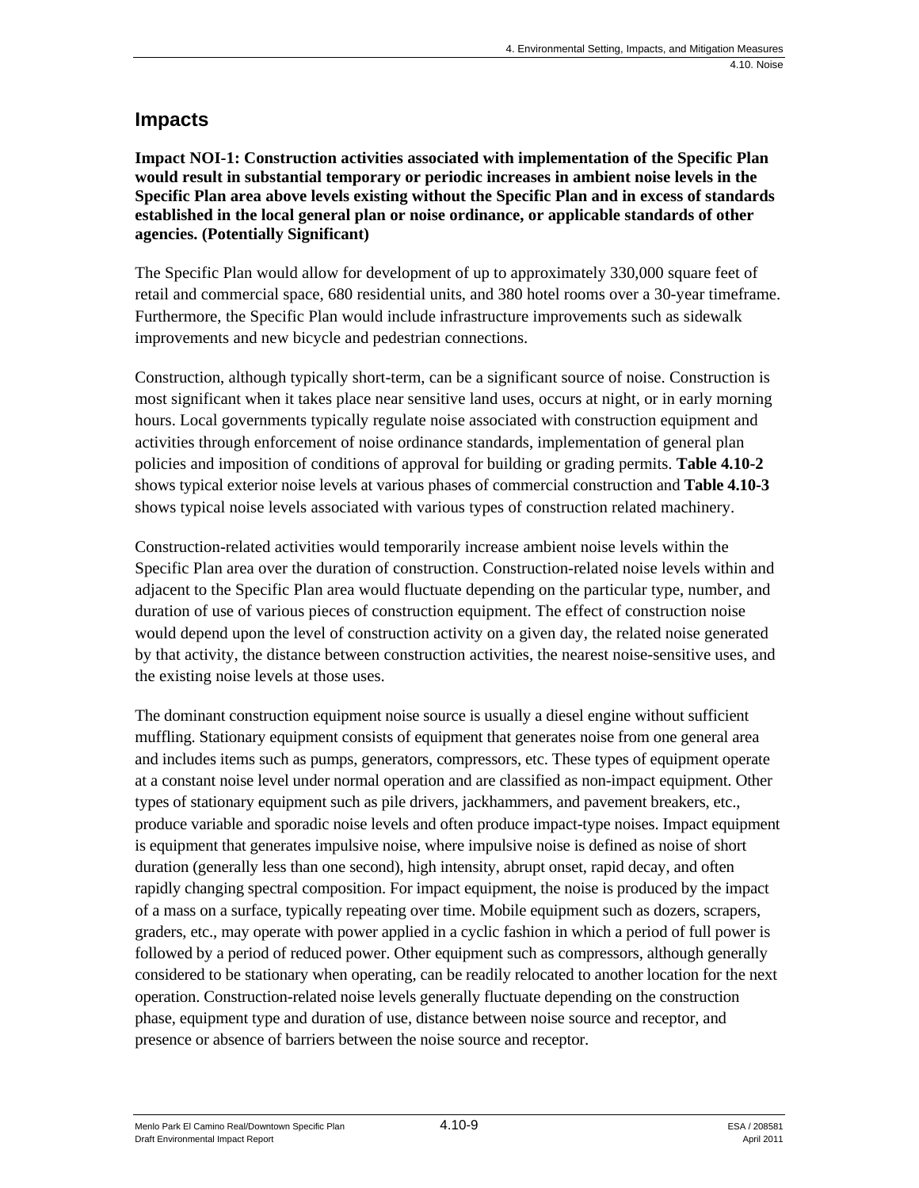## Impacts

**Impact NOI-1: Construction activities associated with implementation of the Specific Plan would result in substantial temporary or periodic increases in ambient noise levels in the Specific Plan area above levels existing without the Specific Plan and in excess of standards established in the local general plan or noise ordinance, or applicable standards of other agencies. (Potentially Significant)**

The Specific Plan would allow for development of up to approximately 330,000 square feet of retail and commercial space, 680 residential units, and 380 hotel rooms over a 30-year timeframe. Furthermore, the Specific Plan would include infrastructure improvements such as sidewalk improvements and new bicycle and pedestrian connections.

Construction, although typically short-term, can be a significant source of noise. Construction is most significant when it takes place near sensitive land uses, occurs at night, or in early morning hours. Local governments typically regulate noise associated with construction equipment and activities through enforcement of noise ordinance standards, implementation of general plan policies and imposition of conditions of approval for building or grading permits. **Table 4.10-2** shows typical exterior noise levels at various phases of commercial construction and **Table 4.10-3** shows typical noise levels associated with various types of construction related machinery.

Construction-related activities would temporarily increase ambient noise levels within the Specific Plan area over the duration of construction. Construction-related noise levels within and adjacent to the Specific Plan area would fluctuate depending on the particular type, number, and duration of use of various pieces of construction equipment. The effect of construction noise would depend upon the level of construction activity on a given day, the related noise generated by that activity, the distance between construction activities, the nearest noise-sensitive uses, and the existing noise levels at those uses.

The dominant construction equipment noise source is usually a diesel engine without sufficient muffling. Stationary equipment consists of equipment that generates noise from one general area and includes items such as pumps, generators, compressors, etc. These types of equipment operate at a constant noise level under normal operation and are classified as non-impact equipment. Other types of stationary equipment such as pile drivers, jackhammers, and pavement breakers, etc., produce variable and sporadic noise levels and often produce impact-type noises. Impact equipment is equipment that generates impulsive noise, where impulsive noise is defined as noise of short duration (generally less than one second), high intensity, abrupt onset, rapid decay, and often rapidly changing spectral composition. For impact equipment, the noise is produced by the impact of a mass on a surface, typically repeating over time. Mobile equipment such as dozers, scrapers, graders, etc., may operate with power applied in a cyclic fashion in which a period of full power is followed by a period of reduced power. Other equipment such as compressors, although generally considered to be stationary when operating, can be readily relocated to another location for the next operation. Construction-related noise levels generally fluctuate depending on the construction phase, equipment type and duration of use, distance between noise source and receptor, and presence or absence of barriers between the noise source and receptor.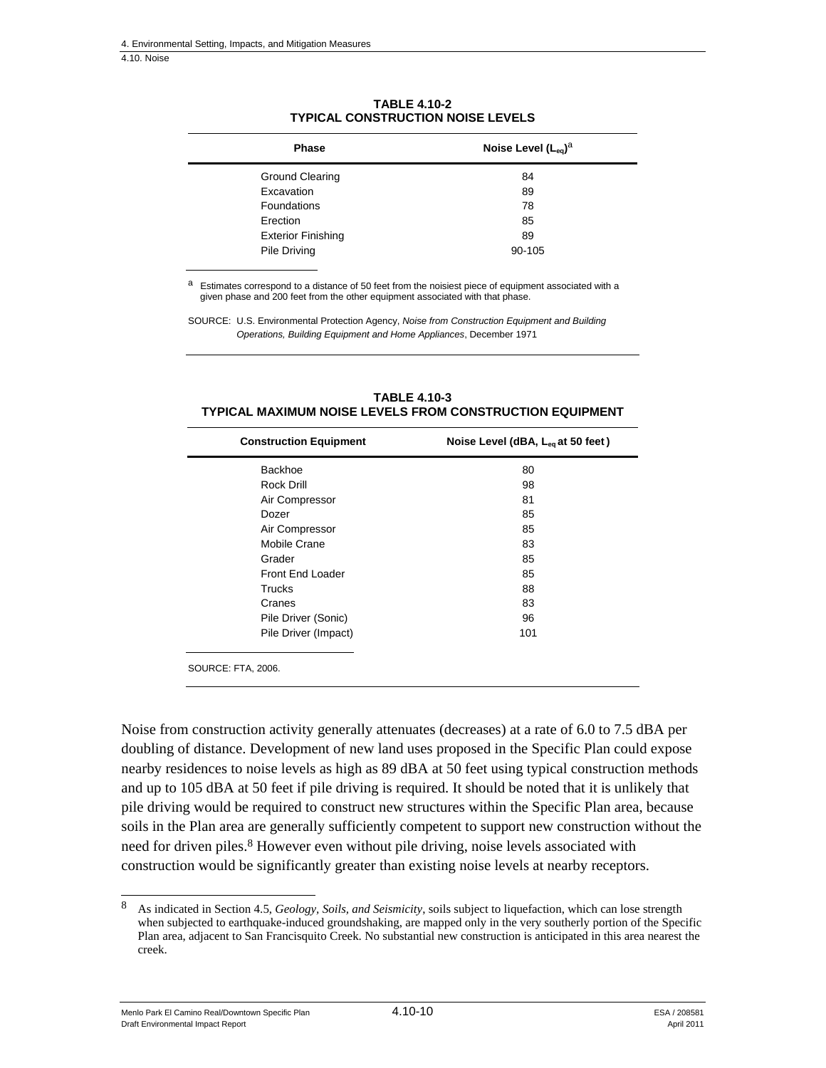**TABLE 4.10-2**
**TYPICAL CONSTRUCTION NOISE LEVELS**

| Phase | Noise Level ($L_{eq}$)[a] |
|---|---|
| Ground Clearing | 84 |
| Excavation | 89 |
| Foundations | 78 |
| Erection | 85 |
| Exterior Finishing | 89 |
| Pile Driving | 90-105 |

[a] Estimates correspond to a distance of 50 feet from the noisiest piece of equipment associated with a given phase and 200 feet from the other equipment associated with that phase.

SOURCE: U.S. Environmental Protection Agency, *Noise from Construction Equipment and Building Operations, Building Equipment and Home Appliances*, December 1971

**TABLE 4.10-3**
**TYPICAL MAXIMUM NOISE LEVELS FROM CONSTRUCTION EQUIPMENT**

| Construction Equipment | Noise Level (dBA, $L_{eq}$ at 50 feet) |
|---|---|
| Backhoe | 80 |
| Rock Drill | 98 |
| Air Compressor | 81 |
| Dozer | 85 |
| Air Compressor | 85 |
| Mobile Crane | 83 |
| Grader | 85 |
| Front End Loader | 85 |
| Trucks | 88 |
| Cranes | 83 |
| Pile Driver (Sonic) | 96 |
| Pile Driver (Impact) | 101 |

SOURCE: FTA, 2006.

Noise from construction activity generally attenuates (decreases) at a rate of 6.0 to 7.5 dBA per doubling of distance. Development of new land uses proposed in the Specific Plan could expose nearby residences to noise levels as high as 89 dBA at 50 feet using typical construction methods and up to 105 dBA at 50 feet if pile driving is required. It should be noted that it is unlikely that pile driving would be required to construct new structures within the Specific Plan area, because soils in the Plan area are generally sufficiently competent to support new construction without the need for driven piles.[8] However even without pile driving, noise levels associated with construction would be significantly greater than existing noise levels at nearby receptors.

[8] As indicated in Section 4.5, *Geology, Soils, and Seismicity*, soils subject to liquefaction, which can lose strength when subjected to earthquake-induced groundshaking, are mapped only in the very southerly portion of the Specific Plan area, adjacent to San Francisquito Creek. No substantial new construction is anticipated in this area nearest the creek.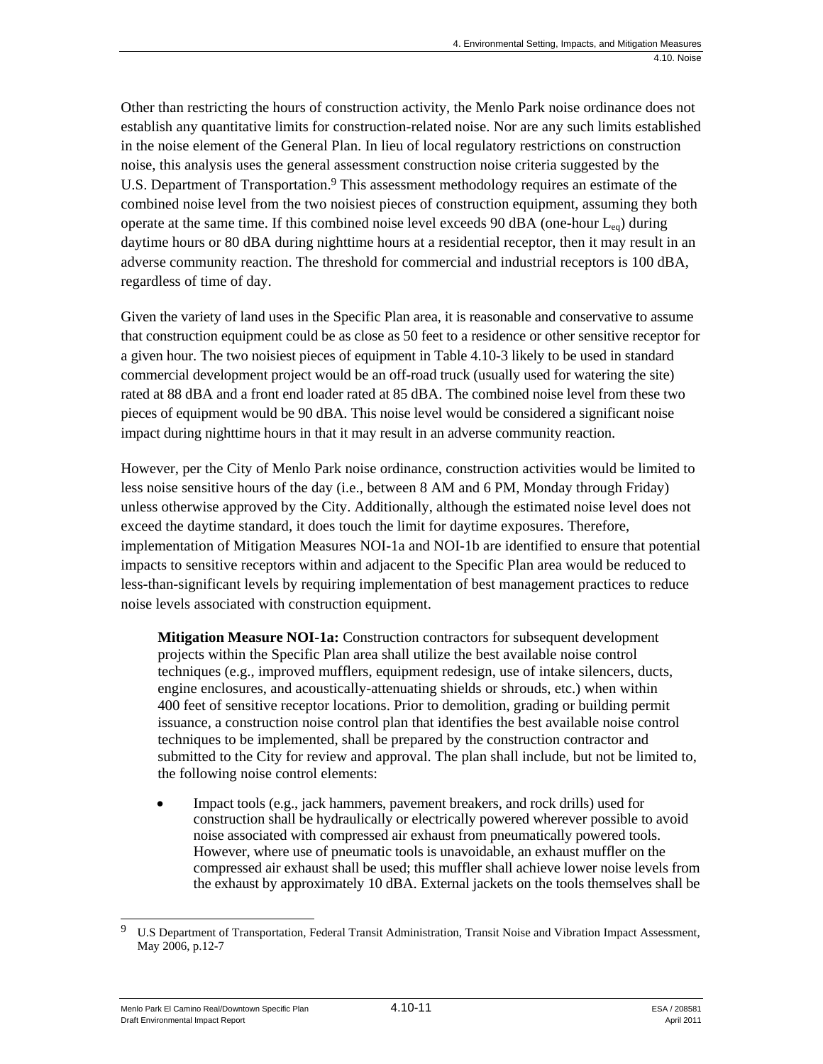Other than restricting the hours of construction activity, the Menlo Park noise ordinance does not establish any quantitative limits for construction-related noise. Nor are any such limits established in the noise element of the General Plan. In lieu of local regulatory restrictions on construction noise, this analysis uses the general assessment construction noise criteria suggested by the U.S. Department of Transportation.[9] This assessment methodology requires an estimate of the combined noise level from the two noisiest pieces of construction equipment, assuming they both operate at the same time. If this combined noise level exceeds 90 dBA (one-hour $L_{eq}$) during daytime hours or 80 dBA during nighttime hours at a residential receptor, then it may result in an adverse community reaction. The threshold for commercial and industrial receptors is 100 dBA, regardless of time of day.

Given the variety of land uses in the Specific Plan area, it is reasonable and conservative to assume that construction equipment could be as close as 50 feet to a residence or other sensitive receptor for a given hour. The two noisiest pieces of equipment in Table 4.10-3 likely to be used in standard commercial development project would be an off-road truck (usually used for watering the site) rated at 88 dBA and a front end loader rated at 85 dBA. The combined noise level from these two pieces of equipment would be 90 dBA. This noise level would be considered a significant noise impact during nighttime hours in that it may result in an adverse community reaction.

However, per the City of Menlo Park noise ordinance, construction activities would be limited to less noise sensitive hours of the day (i.e., between 8 AM and 6 PM, Monday through Friday) unless otherwise approved by the City. Additionally, although the estimated noise level does not exceed the daytime standard, it does touch the limit for daytime exposures. Therefore, implementation of Mitigation Measures NOI-1a and NOI-1b are identified to ensure that potential impacts to sensitive receptors within and adjacent to the Specific Plan area would be reduced to less-than-significant levels by requiring implementation of best management practices to reduce noise levels associated with construction equipment.

> **Mitigation Measure NOI-1a:** Construction contractors for subsequent development projects within the Specific Plan area shall utilize the best available noise control techniques (e.g., improved mufflers, equipment redesign, use of intake silencers, ducts, engine enclosures, and acoustically-attenuating shields or shrouds, etc.) when within 400 feet of sensitive receptor locations. Prior to demolition, grading or building permit issuance, a construction noise control plan that identifies the best available noise control techniques to be implemented, shall be prepared by the construction contractor and submitted to the City for review and approval. The plan shall include, but not be limited to, the following noise control elements:
>
> - Impact tools (e.g., jack hammers, pavement breakers, and rock drills) used for construction shall be hydraulically or electrically powered wherever possible to avoid noise associated with compressed air exhaust from pneumatically powered tools. However, where use of pneumatic tools is unavoidable, an exhaust muffler on the compressed air exhaust shall be used; this muffler shall achieve lower noise levels from the exhaust by approximately 10 dBA. External jackets on the tools themselves shall be

[9] U.S Department of Transportation, Federal Transit Administration, Transit Noise and Vibration Impact Assessment, May 2006, p.12-7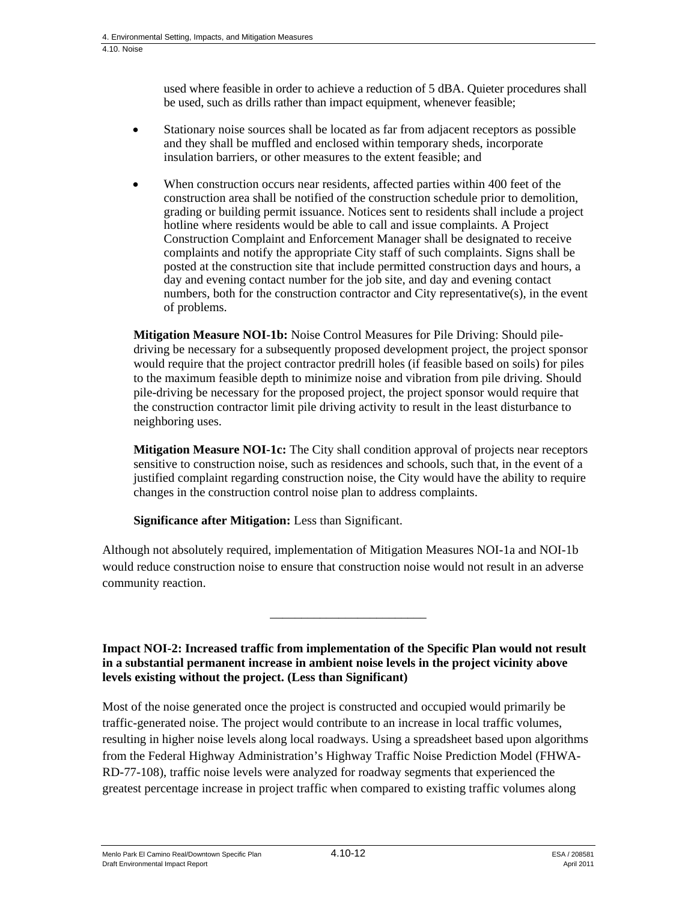used where feasible in order to achieve a reduction of 5 dBA. Quieter procedures shall be used, such as drills rather than impact equipment, whenever feasible;

- Stationary noise sources shall be located as far from adjacent receptors as possible and they shall be muffled and enclosed within temporary sheds, incorporate insulation barriers, or other measures to the extent feasible; and
- When construction occurs near residents, affected parties within 400 feet of the construction area shall be notified of the construction schedule prior to demolition, grading or building permit issuance. Notices sent to residents shall include a project hotline where residents would be able to call and issue complaints. A Project Construction Complaint and Enforcement Manager shall be designated to receive complaints and notify the appropriate City staff of such complaints. Signs shall be posted at the construction site that include permitted construction days and hours, a day and evening contact number for the job site, and day and evening contact numbers, both for the construction contractor and City representative(s), in the event of problems.

**Mitigation Measure NOI-1b:** Noise Control Measures for Pile Driving: Should pile-driving be necessary for a subsequently proposed development project, the project sponsor would require that the project contractor predrill holes (if feasible based on soils) for piles to the maximum feasible depth to minimize noise and vibration from pile driving. Should pile-driving be necessary for the proposed project, the project sponsor would require that the construction contractor limit pile driving activity to result in the least disturbance to neighboring uses.

**Mitigation Measure NOI-1c:** The City shall condition approval of projects near receptors sensitive to construction noise, such as residences and schools, such that, in the event of a justified complaint regarding construction noise, the City would have the ability to require changes in the construction control noise plan to address complaints.

**Significance after Mitigation:** Less than Significant.

Although not absolutely required, implementation of Mitigation Measures NOI-1a and NOI-1b would reduce construction noise to ensure that construction noise would not result in an adverse community reaction.

_________________________

**Impact NOI-2: Increased traffic from implementation of the Specific Plan would not result in a substantial permanent increase in ambient noise levels in the project vicinity above levels existing without the project. (Less than Significant)**

Most of the noise generated once the project is constructed and occupied would primarily be traffic-generated noise. The project would contribute to an increase in local traffic volumes, resulting in higher noise levels along local roadways. Using a spreadsheet based upon algorithms from the Federal Highway Administration's Highway Traffic Noise Prediction Model (FHWA-RD-77-108), traffic noise levels were analyzed for roadway segments that experienced the greatest percentage increase in project traffic when compared to existing traffic volumes along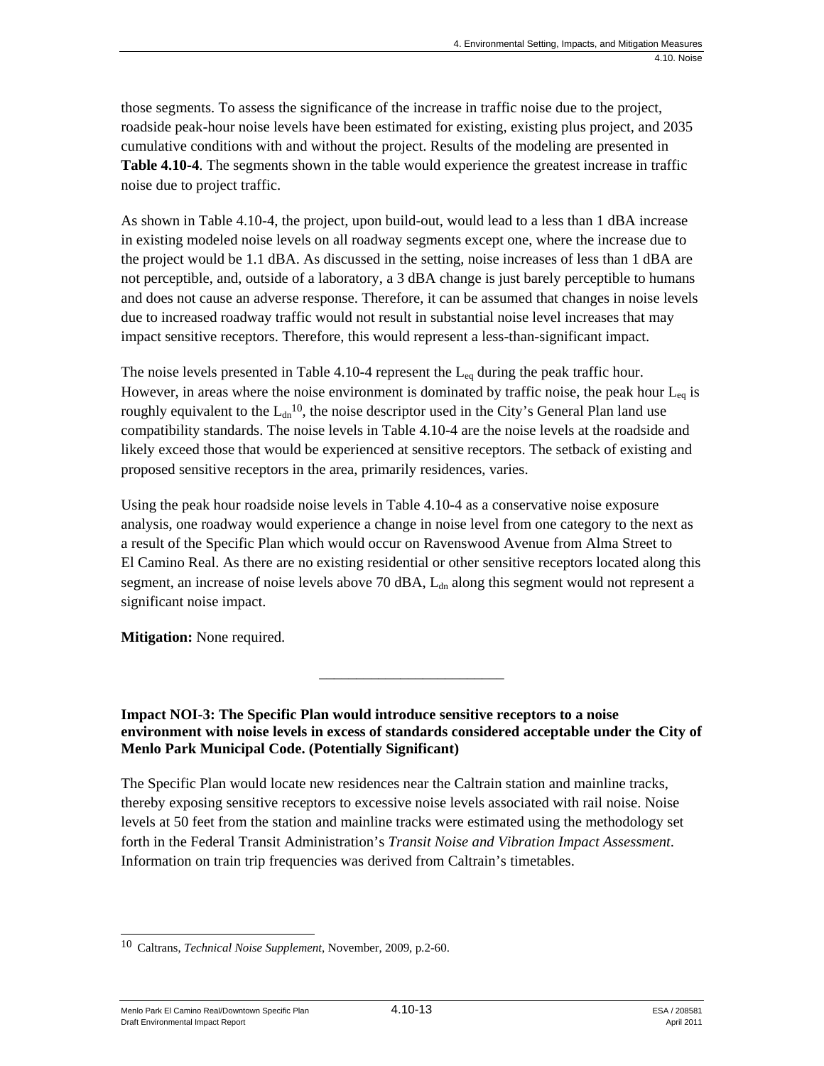those segments. To assess the significance of the increase in traffic noise due to the project, roadside peak-hour noise levels have been estimated for existing, existing plus project, and 2035 cumulative conditions with and without the project. Results of the modeling are presented in **Table 4.10-4**. The segments shown in the table would experience the greatest increase in traffic noise due to project traffic.

As shown in Table 4.10-4, the project, upon build-out, would lead to a less than 1 dBA increase in existing modeled noise levels on all roadway segments except one, where the increase due to the project would be 1.1 dBA. As discussed in the setting, noise increases of less than 1 dBA are not perceptible, and, outside of a laboratory, a 3 dBA change is just barely perceptible to humans and does not cause an adverse response. Therefore, it can be assumed that changes in noise levels due to increased roadway traffic would not result in substantial noise level increases that may impact sensitive receptors. Therefore, this would represent a less-than-significant impact.

The noise levels presented in Table 4.10-4 represent the $L_{eq}$ during the peak traffic hour. However, in areas where the noise environment is dominated by traffic noise, the peak hour $L_{eq}$ is roughly equivalent to the $L_{dn}$[10], the noise descriptor used in the City's General Plan land use compatibility standards. The noise levels in Table 4.10-4 are the noise levels at the roadside and likely exceed those that would be experienced at sensitive receptors. The setback of existing and proposed sensitive receptors in the area, primarily residences, varies.

Using the peak hour roadside noise levels in Table 4.10-4 as a conservative noise exposure analysis, one roadway would experience a change in noise level from one category to the next as a result of the Specific Plan which would occur on Ravenswood Avenue from Alma Street to El Camino Real. As there are no existing residential or other sensitive receptors located along this segment, an increase of noise levels above 70 dBA, $L_{dn}$ along this segment would not represent a significant noise impact.

**Mitigation:** None required.

---

**Impact NOI-3: The Specific Plan would introduce sensitive receptors to a noise environment with noise levels in excess of standards considered acceptable under the City of Menlo Park Municipal Code. (Potentially Significant)**

The Specific Plan would locate new residences near the Caltrain station and mainline tracks, thereby exposing sensitive receptors to excessive noise levels associated with rail noise. Noise levels at 50 feet from the station and mainline tracks were estimated using the methodology set forth in the Federal Transit Administration's *Transit Noise and Vibration Impact Assessment*. Information on train trip frequencies was derived from Caltrain's timetables.

---

[10] Caltrans, *Technical Noise Supplement*, November, 2009, p.2-60.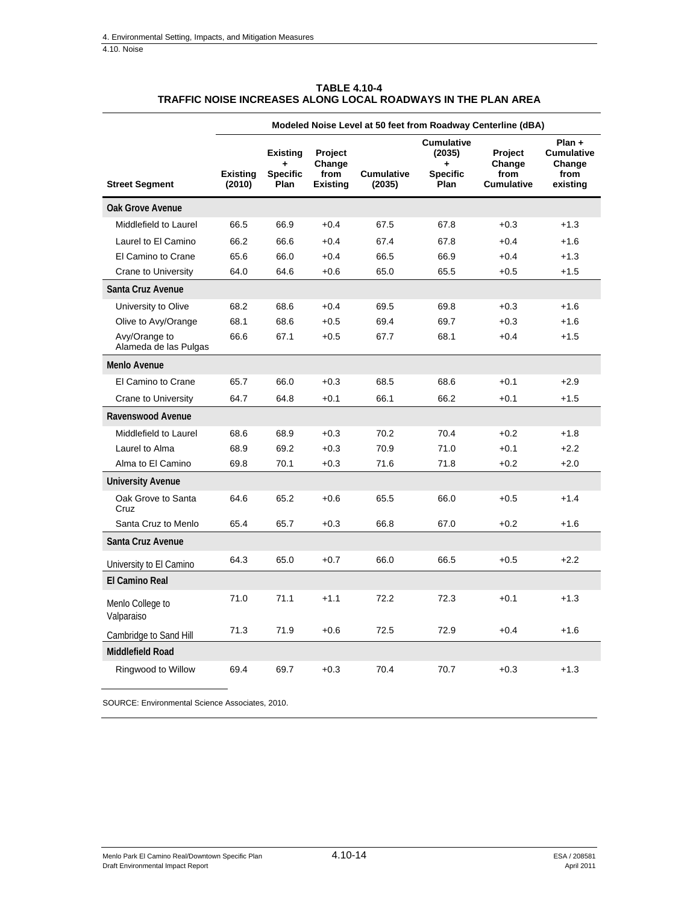**TABLE 4.10-4**
**TRAFFIC NOISE INCREASES ALONG LOCAL ROADWAYS IN THE PLAN AREA**

| | Modeled Noise Level at 50 feet from Roadway Centerline (dBA) | | | | | | |
|---|---|---|---|---|---|---|---|
| **Street Segment** | **Existing (2010)** | **Existing + Specific Plan** | **Project Change from Existing** | **Cumulative (2035)** | **Cumulative (2035) + Specific Plan** | **Project Change from Cumulative** | **Plan + Cumulative Change from existing** |
| **Oak Grove Avenue** | | | | | | | |
| Middlefield to Laurel | 66.5 | 66.9 | +0.4 | 67.5 | 67.8 | +0.3 | +1.3 |
| Laurel to El Camino | 66.2 | 66.6 | +0.4 | 67.4 | 67.8 | +0.4 | +1.6 |
| El Camino to Crane | 65.6 | 66.0 | +0.4 | 66.5 | 66.9 | +0.4 | +1.3 |
| Crane to University | 64.0 | 64.6 | +0.6 | 65.0 | 65.5 | +0.5 | +1.5 |
| **Santa Cruz Avenue** | | | | | | | |
| University to Olive | 68.2 | 68.6 | +0.4 | 69.5 | 69.8 | +0.3 | +1.6 |
| Olive to Avy/Orange | 68.1 | 68.6 | +0.5 | 69.4 | 69.7 | +0.3 | +1.6 |
| Avy/Orange to Alameda de las Pulgas | 66.6 | 67.1 | +0.5 | 67.7 | 68.1 | +0.4 | +1.5 |
| **Menlo Avenue** | | | | | | | |
| El Camino to Crane | 65.7 | 66.0 | +0.3 | 68.5 | 68.6 | +0.1 | +2.9 |
| Crane to University | 64.7 | 64.8 | +0.1 | 66.1 | 66.2 | +0.1 | +1.5 |
| **Ravenswood Avenue** | | | | | | | |
| Middlefield to Laurel | 68.6 | 68.9 | +0.3 | 70.2 | 70.4 | +0.2 | +1.8 |
| Laurel to Alma | 68.9 | 69.2 | +0.3 | 70.9 | 71.0 | +0.1 | +2.2 |
| Alma to El Camino | 69.8 | 70.1 | +0.3 | 71.6 | 71.8 | +0.2 | +2.0 |
| **University Avenue** | | | | | | | |
| Oak Grove to Santa Cruz | 64.6 | 65.2 | +0.6 | 65.5 | 66.0 | +0.5 | +1.4 |
| Santa Cruz to Menlo | 65.4 | 65.7 | +0.3 | 66.8 | 67.0 | +0.2 | +1.6 |
| **Santa Cruz Avenue** | | | | | | | |
| University to El Camino | 64.3 | 65.0 | +0.7 | 66.0 | 66.5 | +0.5 | +2.2 |
| **El Camino Real** | | | | | | | |
| Menlo College to Valparaiso | 71.0 | 71.1 | +1.1 | 72.2 | 72.3 | +0.1 | +1.3 |
| Cambridge to Sand Hill | 71.3 | 71.9 | +0.6 | 72.5 | 72.9 | +0.4 | +1.6 |
| **Middlefield Road** | | | | | | | |
| Ringwood to Willow | 69.4 | 69.7 | +0.3 | 70.4 | 70.7 | +0.3 | +1.3 |

SOURCE: Environmental Science Associates, 2010.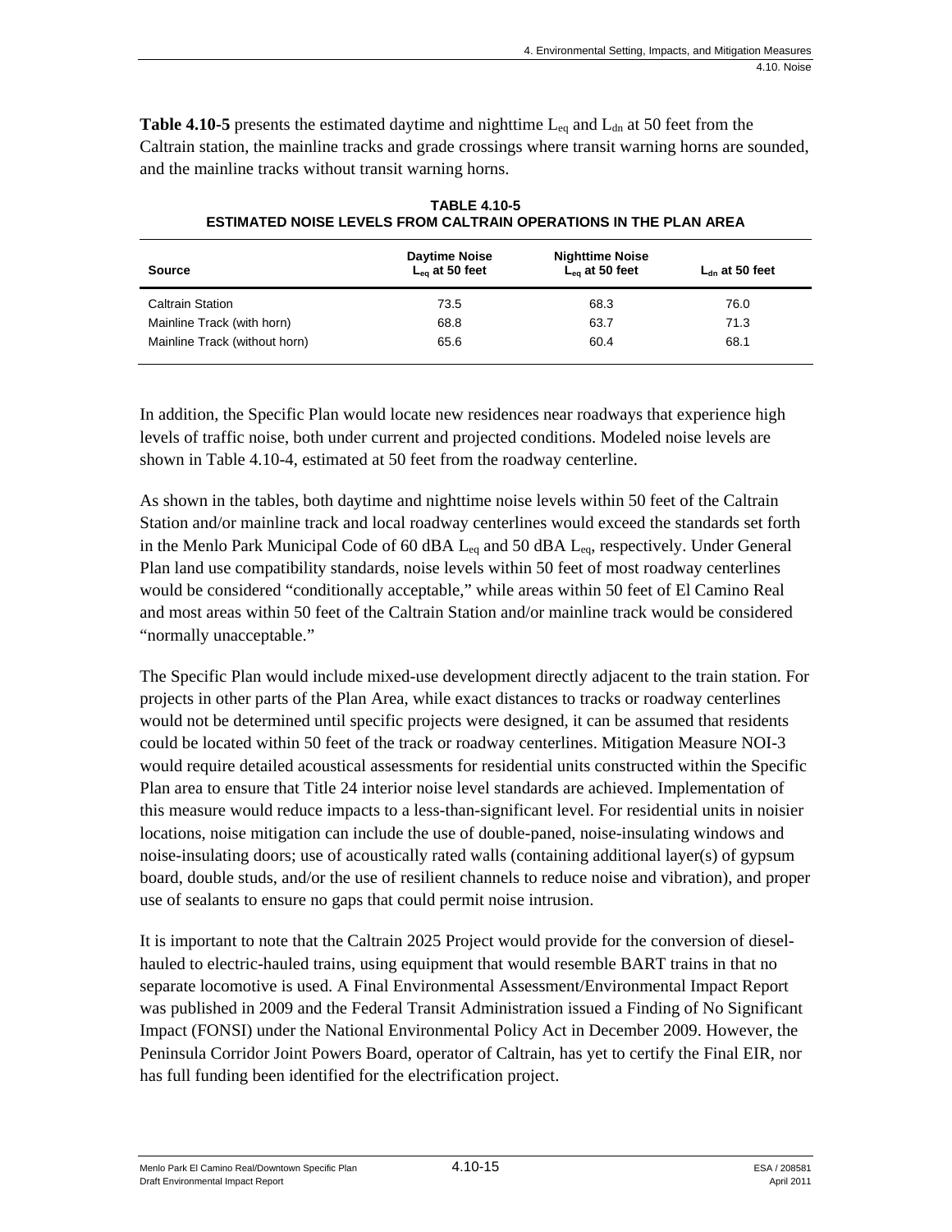**Table 4.10-5** presents the estimated daytime and nighttime $L_{eq}$ and $L_{dn}$ at 50 feet from the Caltrain station, the mainline tracks and grade crossings where transit warning horns are sounded, and the mainline tracks without transit warning horns.

**TABLE 4.10-5**
**ESTIMATED NOISE LEVELS FROM CALTRAIN OPERATIONS IN THE PLAN AREA**

| Source | Daytime Noise $L_{eq}$ at 50 feet | Nighttime Noise $L_{eq}$ at 50 feet | $L_{dn}$ at 50 feet |
|---|---|---|---|
| Caltrain Station | 73.5 | 68.3 | 76.0 |
| Mainline Track (with horn) | 68.8 | 63.7 | 71.3 |
| Mainline Track (without horn) | 65.6 | 60.4 | 68.1 |

In addition, the Specific Plan would locate new residences near roadways that experience high levels of traffic noise, both under current and projected conditions. Modeled noise levels are shown in Table 4.10-4, estimated at 50 feet from the roadway centerline.

As shown in the tables, both daytime and nighttime noise levels within 50 feet of the Caltrain Station and/or mainline track and local roadway centerlines would exceed the standards set forth in the Menlo Park Municipal Code of 60 dBA $L_{eq}$ and 50 dBA $L_{eq}$, respectively. Under General Plan land use compatibility standards, noise levels within 50 feet of most roadway centerlines would be considered "conditionally acceptable," while areas within 50 feet of El Camino Real and most areas within 50 feet of the Caltrain Station and/or mainline track would be considered "normally unacceptable."

The Specific Plan would include mixed-use development directly adjacent to the train station. For projects in other parts of the Plan Area, while exact distances to tracks or roadway centerlines would not be determined until specific projects were designed, it can be assumed that residents could be located within 50 feet of the track or roadway centerlines. Mitigation Measure NOI-3 would require detailed acoustical assessments for residential units constructed within the Specific Plan area to ensure that Title 24 interior noise level standards are achieved. Implementation of this measure would reduce impacts to a less-than-significant level. For residential units in noisier locations, noise mitigation can include the use of double-paned, noise-insulating windows and noise-insulating doors; use of acoustically rated walls (containing additional layer(s) of gypsum board, double studs, and/or the use of resilient channels to reduce noise and vibration), and proper use of sealants to ensure no gaps that could permit noise intrusion.

It is important to note that the Caltrain 2025 Project would provide for the conversion of diesel-hauled to electric-hauled trains, using equipment that would resemble BART trains in that no separate locomotive is used. A Final Environmental Assessment/Environmental Impact Report was published in 2009 and the Federal Transit Administration issued a Finding of No Significant Impact (FONSI) under the National Environmental Policy Act in December 2009. However, the Peninsula Corridor Joint Powers Board, operator of Caltrain, has yet to certify the Final EIR, nor has full funding been identified for the electrification project.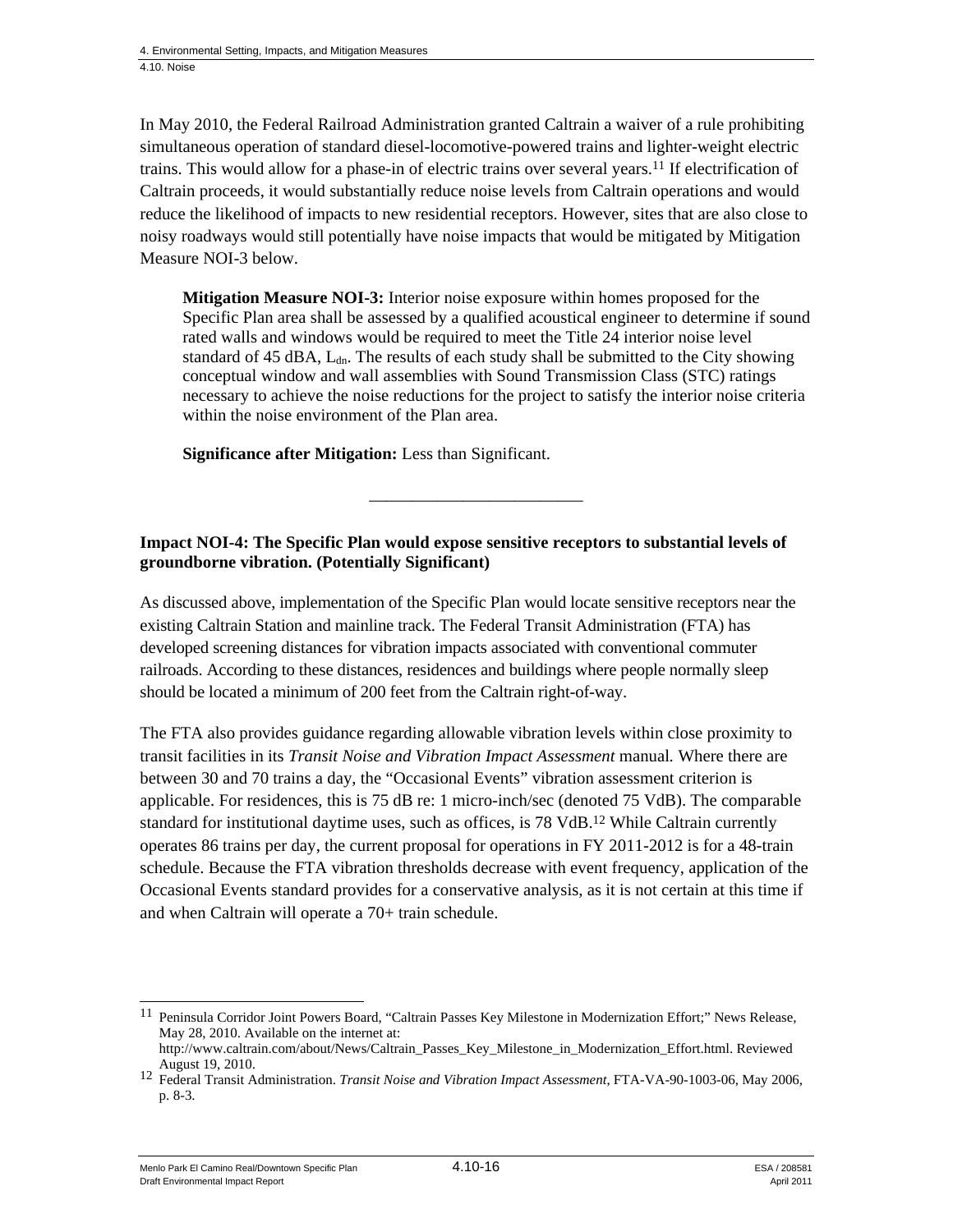In May 2010, the Federal Railroad Administration granted Caltrain a waiver of a rule prohibiting simultaneous operation of standard diesel-locomotive-powered trains and lighter-weight electric trains. This would allow for a phase-in of electric trains over several years.[11] If electrification of Caltrain proceeds, it would substantially reduce noise levels from Caltrain operations and would reduce the likelihood of impacts to new residential receptors. However, sites that are also close to noisy roadways would still potentially have noise impacts that would be mitigated by Mitigation Measure NOI-3 below.

> **Mitigation Measure NOI-3:** Interior noise exposure within homes proposed for the Specific Plan area shall be assessed by a qualified acoustical engineer to determine if sound rated walls and windows would be required to meet the Title 24 interior noise level standard of 45 dBA, $L_{dn}$. The results of each study shall be submitted to the City showing conceptual window and wall assemblies with Sound Transmission Class (STC) ratings necessary to achieve the noise reductions for the project to satisfy the interior noise criteria within the noise environment of the Plan area.
>
> **Significance after Mitigation:** Less than Significant.

---

**Impact NOI-4: The Specific Plan would expose sensitive receptors to substantial levels of groundborne vibration. (Potentially Significant)**

As discussed above, implementation of the Specific Plan would locate sensitive receptors near the existing Caltrain Station and mainline track. The Federal Transit Administration (FTA) has developed screening distances for vibration impacts associated with conventional commuter railroads. According to these distances, residences and buildings where people normally sleep should be located a minimum of 200 feet from the Caltrain right-of-way.

The FTA also provides guidance regarding allowable vibration levels within close proximity to transit facilities in its *Transit Noise and Vibration Impact Assessment* manual. Where there are between 30 and 70 trains a day, the "Occasional Events" vibration assessment criterion is applicable. For residences, this is 75 dB re: 1 micro-inch/sec (denoted 75 VdB). The comparable standard for institutional daytime uses, such as offices, is 78 VdB.[12] While Caltrain currently operates 86 trains per day, the current proposal for operations in FY 2011-2012 is for a 48-train schedule. Because the FTA vibration thresholds decrease with event frequency, application of the Occasional Events standard provides for a conservative analysis, as it is not certain at this time if and when Caltrain will operate a 70+ train schedule.

---

[11] Peninsula Corridor Joint Powers Board, "Caltrain Passes Key Milestone in Modernization Effort;" News Release, May 28, 2010. Available on the internet at: http://www.caltrain.com/about/News/Caltrain_Passes_Key_Milestone_in_Modernization_Effort.html. Reviewed August 19, 2010.

[12] Federal Transit Administration. *Transit Noise and Vibration Impact Assessment*, FTA-VA-90-1003-06, May 2006, p. 8-3.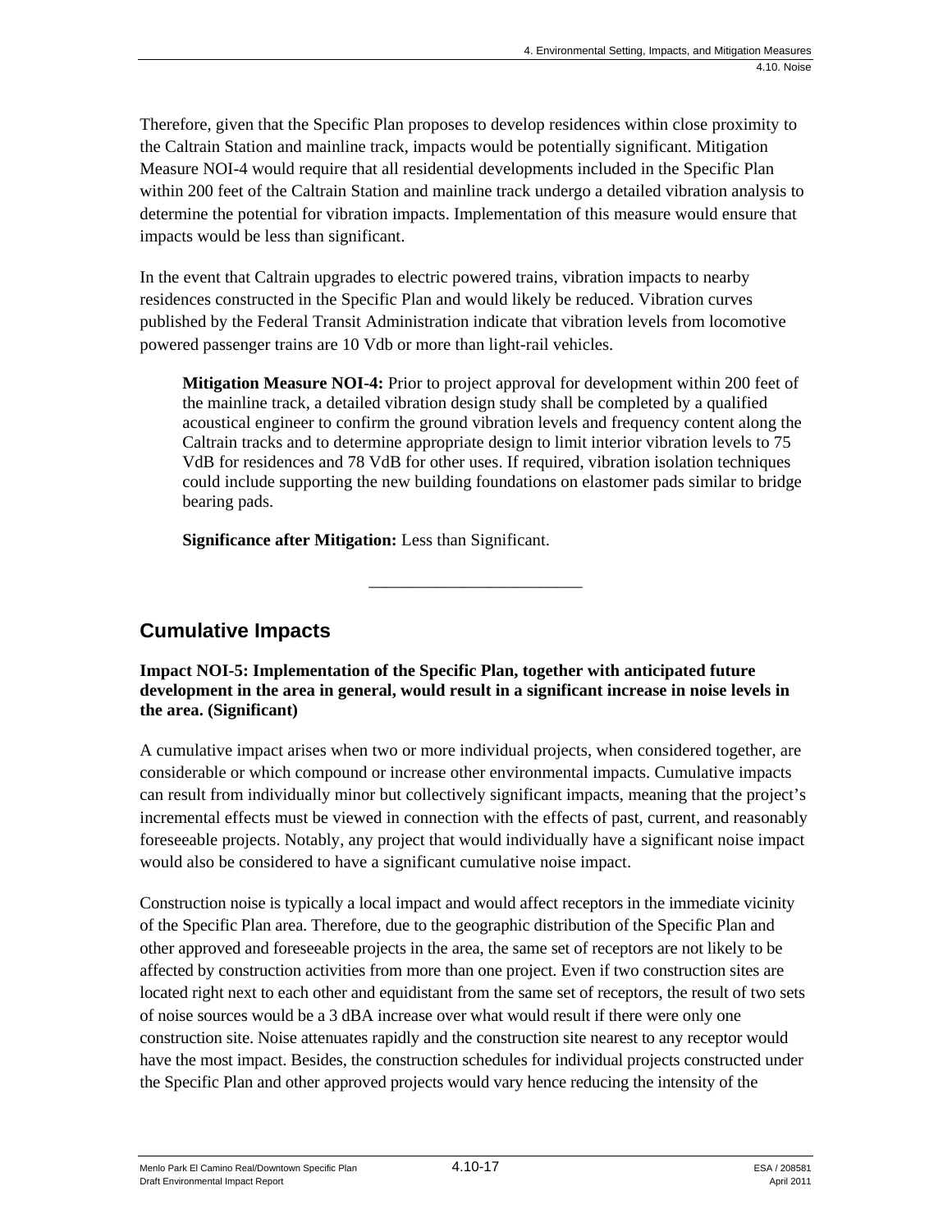Therefore, given that the Specific Plan proposes to develop residences within close proximity to the Caltrain Station and mainline track, impacts would be potentially significant. Mitigation Measure NOI-4 would require that all residential developments included in the Specific Plan within 200 feet of the Caltrain Station and mainline track undergo a detailed vibration analysis to determine the potential for vibration impacts. Implementation of this measure would ensure that impacts would be less than significant.

In the event that Caltrain upgrades to electric powered trains, vibration impacts to nearby residences constructed in the Specific Plan and would likely be reduced. Vibration curves published by the Federal Transit Administration indicate that vibration levels from locomotive powered passenger trains are 10 Vdb or more than light-rail vehicles.

> **Mitigation Measure NOI-4:** Prior to project approval for development within 200 feet of the mainline track, a detailed vibration design study shall be completed by a qualified acoustical engineer to confirm the ground vibration levels and frequency content along the Caltrain tracks and to determine appropriate design to limit interior vibration levels to 75 VdB for residences and 78 VdB for other uses. If required, vibration isolation techniques could include supporting the new building foundations on elastomer pads similar to bridge bearing pads.
>
> **Significance after Mitigation:** Less than Significant.

---

## Cumulative Impacts

**Impact NOI-5: Implementation of the Specific Plan, together with anticipated future development in the area in general, would result in a significant increase in noise levels in the area. (Significant)**

A cumulative impact arises when two or more individual projects, when considered together, are considerable or which compound or increase other environmental impacts. Cumulative impacts can result from individually minor but collectively significant impacts, meaning that the project's incremental effects must be viewed in connection with the effects of past, current, and reasonably foreseeable projects. Notably, any project that would individually have a significant noise impact would also be considered to have a significant cumulative noise impact.

Construction noise is typically a local impact and would affect receptors in the immediate vicinity of the Specific Plan area. Therefore, due to the geographic distribution of the Specific Plan and other approved and foreseeable projects in the area, the same set of receptors are not likely to be affected by construction activities from more than one project. Even if two construction sites are located right next to each other and equidistant from the same set of receptors, the result of two sets of noise sources would be a 3 dBA increase over what would result if there were only one construction site. Noise attenuates rapidly and the construction site nearest to any receptor would have the most impact. Besides, the construction schedules for individual projects constructed under the Specific Plan and other approved projects would vary hence reducing the intensity of the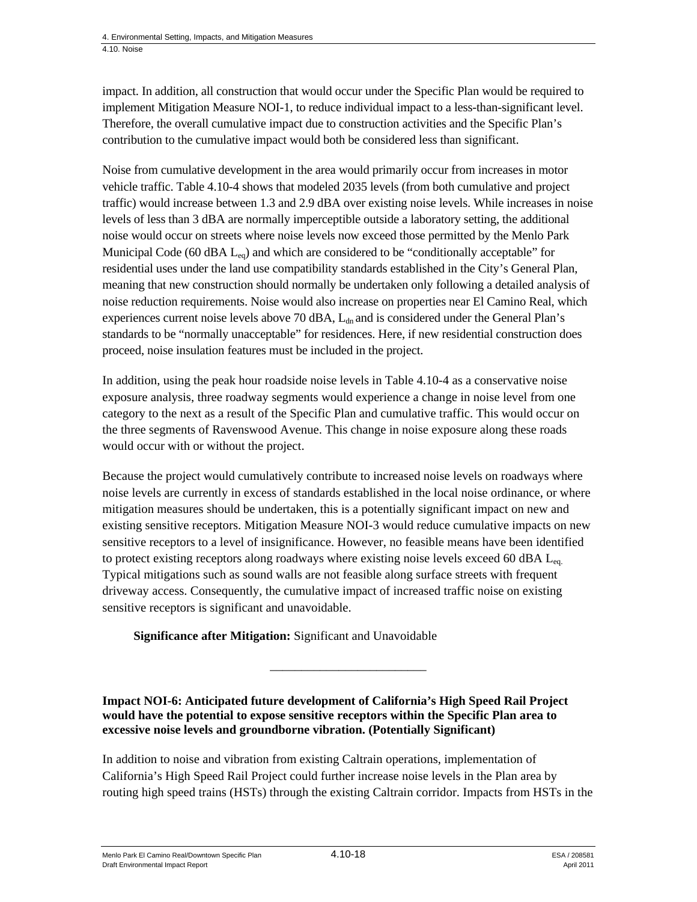impact. In addition, all construction that would occur under the Specific Plan would be required to implement Mitigation Measure NOI-1, to reduce individual impact to a less-than-significant level. Therefore, the overall cumulative impact due to construction activities and the Specific Plan's contribution to the cumulative impact would both be considered less than significant.

Noise from cumulative development in the area would primarily occur from increases in motor vehicle traffic. Table 4.10-4 shows that modeled 2035 levels (from both cumulative and project traffic) would increase between 1.3 and 2.9 dBA over existing noise levels. While increases in noise levels of less than 3 dBA are normally imperceptible outside a laboratory setting, the additional noise would occur on streets where noise levels now exceed those permitted by the Menlo Park Municipal Code (60 dBA $L_{eq}$) and which are considered to be "conditionally acceptable" for residential uses under the land use compatibility standards established in the City's General Plan, meaning that new construction should normally be undertaken only following a detailed analysis of noise reduction requirements. Noise would also increase on properties near El Camino Real, which experiences current noise levels above 70 dBA, $L_{dn}$ and is considered under the General Plan's standards to be "normally unacceptable" for residences. Here, if new residential construction does proceed, noise insulation features must be included in the project.

In addition, using the peak hour roadside noise levels in Table 4.10-4 as a conservative noise exposure analysis, three roadway segments would experience a change in noise level from one category to the next as a result of the Specific Plan and cumulative traffic. This would occur on the three segments of Ravenswood Avenue. This change in noise exposure along these roads would occur with or without the project.

Because the project would cumulatively contribute to increased noise levels on roadways where noise levels are currently in excess of standards established in the local noise ordinance, or where mitigation measures should be undertaken, this is a potentially significant impact on new and existing sensitive receptors. Mitigation Measure NOI-3 would reduce cumulative impacts on new sensitive receptors to a level of insignificance. However, no feasible means have been identified to protect existing receptors along roadways where existing noise levels exceed 60 dBA $L_{eq.}$ Typical mitigations such as sound walls are not feasible along surface streets with frequent driveway access. Consequently, the cumulative impact of increased traffic noise on existing sensitive receptors is significant and unavoidable.

**Significance after Mitigation:** Significant and Unavoidable

---

**Impact NOI-6: Anticipated future development of California's High Speed Rail Project would have the potential to expose sensitive receptors within the Specific Plan area to excessive noise levels and groundborne vibration. (Potentially Significant)**

In addition to noise and vibration from existing Caltrain operations, implementation of California's High Speed Rail Project could further increase noise levels in the Plan area by routing high speed trains (HSTs) through the existing Caltrain corridor. Impacts from HSTs in the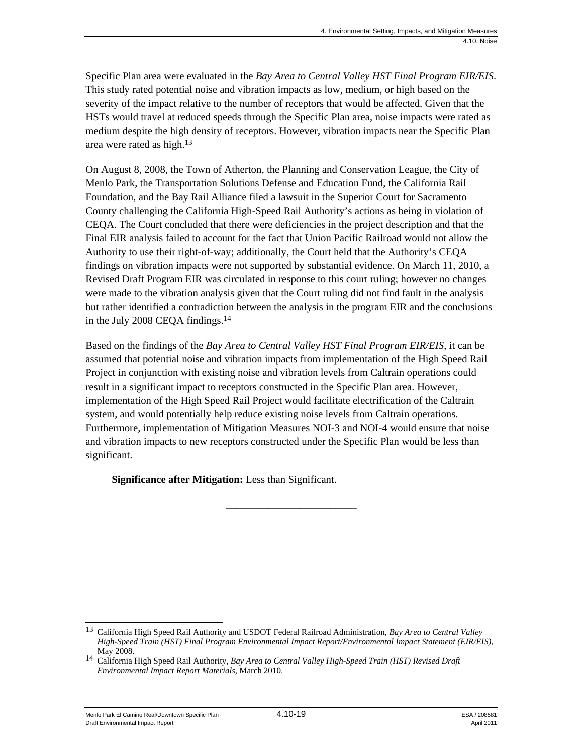Specific Plan area were evaluated in the *Bay Area to Central Valley HST Final Program EIR/EIS*. This study rated potential noise and vibration impacts as low, medium, or high based on the severity of the impact relative to the number of receptors that would be affected. Given that the HSTs would travel at reduced speeds through the Specific Plan area, noise impacts were rated as medium despite the high density of receptors. However, vibration impacts near the Specific Plan area were rated as high.[13]

On August 8, 2008, the Town of Atherton, the Planning and Conservation League, the City of Menlo Park, the Transportation Solutions Defense and Education Fund, the California Rail Foundation, and the Bay Rail Alliance filed a lawsuit in the Superior Court for Sacramento County challenging the California High-Speed Rail Authority's actions as being in violation of CEQA. The Court concluded that there were deficiencies in the project description and that the Final EIR analysis failed to account for the fact that Union Pacific Railroad would not allow the Authority to use their right-of-way; additionally, the Court held that the Authority's CEQA findings on vibration impacts were not supported by substantial evidence. On March 11, 2010, a Revised Draft Program EIR was circulated in response to this court ruling; however no changes were made to the vibration analysis given that the Court ruling did not find fault in the analysis but rather identified a contradiction between the analysis in the program EIR and the conclusions in the July 2008 CEQA findings.[14]

Based on the findings of the *Bay Area to Central Valley HST Final Program EIR/EIS*, it can be assumed that potential noise and vibration impacts from implementation of the High Speed Rail Project in conjunction with existing noise and vibration levels from Caltrain operations could result in a significant impact to receptors constructed in the Specific Plan area. However, implementation of the High Speed Rail Project would facilitate electrification of the Caltrain system, and would potentially help reduce existing noise levels from Caltrain operations. Furthermore, implementation of Mitigation Measures NOI-3 and NOI-4 would ensure that noise and vibration impacts to new receptors constructed under the Specific Plan would be less than significant.

**Significance after Mitigation:** Less than Significant.

---

[13] California High Speed Rail Authority and USDOT Federal Railroad Administration, *Bay Area to Central Valley High-Speed Train (HST) Final Program Environmental Impact Report/Environmental Impact Statement (EIR/EIS)*, May 2008.

[14] California High Speed Rail Authority, *Bay Area to Central Valley High-Speed Train (HST) Revised Draft Environmental Impact Report Materials*, March 2010.